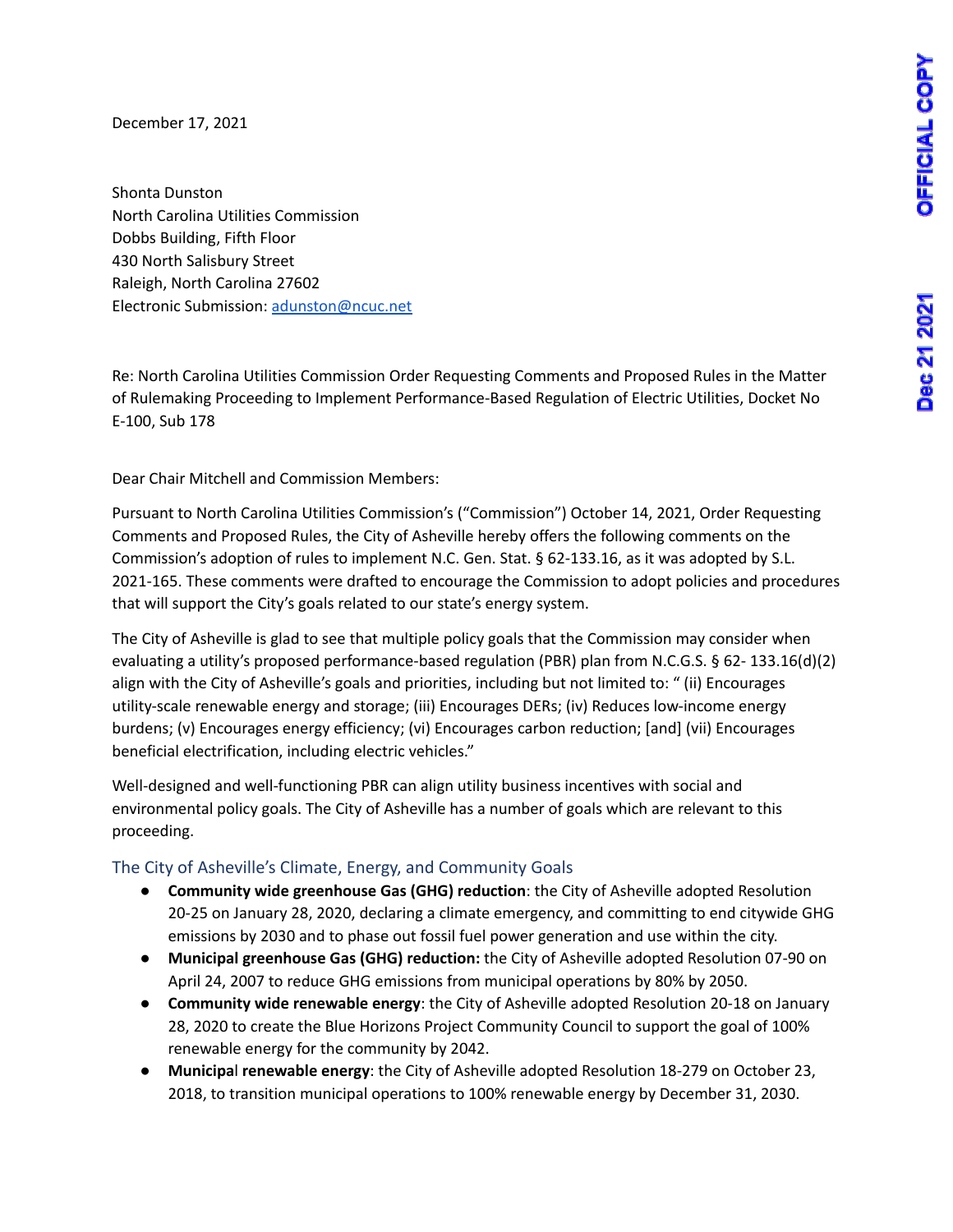December 17, 2021

Shonta Dunston
North Carolina Utilities Commission
Dobbs Building, Fifth Floor
430 North Salisbury Street
Raleigh, North Carolina 27602
Electronic Submission: adunston@ncuc.net

Re: North Carolina Utilities Commission Order Requesting Comments and Proposed Rules in the Matter of Rulemaking Proceeding to Implement Performance-Based Regulation of Electric Utilities, Docket No E-100, Sub 178

Dear Chair Mitchell and Commission Members:

Pursuant to North Carolina Utilities Commission's ("Commission") October 14, 2021, Order Requesting Comments and Proposed Rules, the City of Asheville hereby offers the following comments on the Commission's adoption of rules to implement N.C. Gen. Stat. § 62-133.16, as it was adopted by S.L. 2021-165. These comments were drafted to encourage the Commission to adopt policies and procedures that will support the City's goals related to our state's energy system.

The City of Asheville is glad to see that multiple policy goals that the Commission may consider when evaluating a utility's proposed performance-based regulation (PBR) plan from N.C.G.S. § 62- 133.16(d)(2) align with the City of Asheville's goals and priorities, including but not limited to: " (ii) Encourages utility-scale renewable energy and storage; (iii) Encourages DERs; (iv) Reduces low-income energy burdens; (v) Encourages energy efficiency; (vi) Encourages carbon reduction; [and] (vii) Encourages beneficial electrification, including electric vehicles."

Well-designed and well-functioning PBR can align utility business incentives with social and environmental policy goals. The City of Asheville has a number of goals which are relevant to this proceeding.

## The City of Asheville's Climate, Energy, and Community Goals

- **Community wide greenhouse Gas (GHG) reduction**: the City of Asheville adopted Resolution 20-25 on January 28, 2020, declaring a climate emergency, and committing to end citywide GHG emissions by 2030 and to phase out fossil fuel power generation and use within the city.
- **Municipal greenhouse Gas (GHG) reduction:** the City of Asheville adopted Resolution 07-90 on April 24, 2007 to reduce GHG emissions from municipal operations by 80% by 2050.
- **Community wide renewable energy**: the City of Asheville adopted Resolution 20-18 on January 28, 2020 to create the Blue Horizons Project Community Council to support the goal of 100% renewable energy for the community by 2042.
- **Municipal renewable energy**: the City of Asheville adopted Resolution 18-279 on October 23, 2018, to transition municipal operations to 100% renewable energy by December 31, 2030.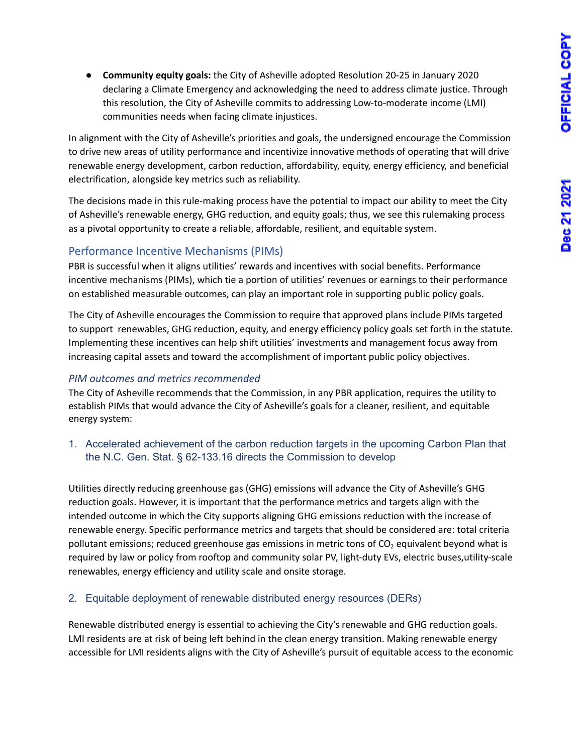- **Community equity goals:** the City of Asheville adopted Resolution 20-25 in January 2020 declaring a Climate Emergency and acknowledging the need to address climate justice. Through this resolution, the City of Asheville commits to addressing Low-to-moderate income (LMI) communities needs when facing climate injustices.

In alignment with the City of Asheville's priorities and goals, the undersigned encourage the Commission to drive new areas of utility performance and incentivize innovative methods of operating that will drive renewable energy development, carbon reduction, affordability, equity, energy efficiency, and beneficial electrification, alongside key metrics such as reliability.

The decisions made in this rule-making process have the potential to impact our ability to meet the City of Asheville's renewable energy, GHG reduction, and equity goals; thus, we see this rulemaking process as a pivotal opportunity to create a reliable, affordable, resilient, and equitable system.

## Performance Incentive Mechanisms (PIMs)

PBR is successful when it aligns utilities' rewards and incentives with social benefits. Performance incentive mechanisms (PIMs), which tie a portion of utilities' revenues or earnings to their performance on established measurable outcomes, can play an important role in supporting public policy goals.

The City of Asheville encourages the Commission to require that approved plans include PIMs targeted to support renewables, GHG reduction, equity, and energy efficiency policy goals set forth in the statute. Implementing these incentives can help shift utilities' investments and management focus away from increasing capital assets and toward the accomplishment of important public policy objectives.

### *PIM outcomes and metrics recommended*

The City of Asheville recommends that the Commission, in any PBR application, requires the utility to establish PIMs that would advance the City of Asheville's goals for a cleaner, resilient, and equitable energy system:

1. Accelerated achievement of the carbon reduction targets in the upcoming Carbon Plan that the N.C. Gen. Stat. § 62-133.16 directs the Commission to develop

Utilities directly reducing greenhouse gas (GHG) emissions will advance the City of Asheville's GHG reduction goals. However, it is important that the performance metrics and targets align with the intended outcome in which the City supports aligning GHG emissions reduction with the increase of renewable energy. Specific performance metrics and targets that should be considered are: total criteria pollutant emissions; reduced greenhouse gas emissions in metric tons of $CO_2$ equivalent beyond what is required by law or policy from rooftop and community solar PV, light-duty EVs, electric buses,utility-scale renewables, energy efficiency and utility scale and onsite storage.

2. Equitable deployment of renewable distributed energy resources (DERs)

Renewable distributed energy is essential to achieving the City's renewable and GHG reduction goals. LMI residents are at risk of being left behind in the clean energy transition. Making renewable energy accessible for LMI residents aligns with the City of Asheville's pursuit of equitable access to the economic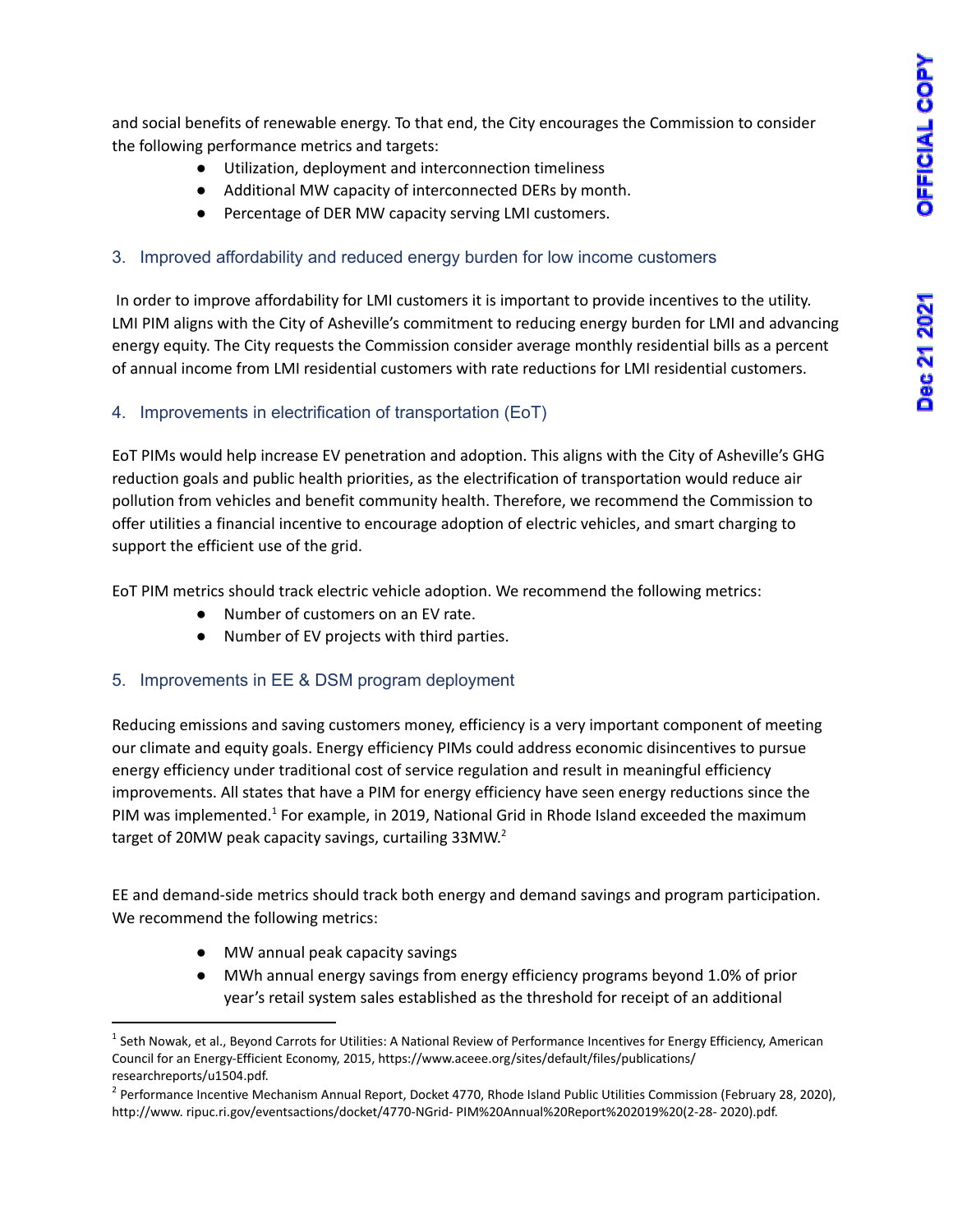and social benefits of renewable energy. To that end, the City encourages the Commission to consider the following performance metrics and targets:

- Utilization, deployment and interconnection timeliness
- Additional MW capacity of interconnected DERs by month.
- Percentage of DER MW capacity serving LMI customers.

### 3. Improved affordability and reduced energy burden for low income customers

In order to improve affordability for LMI customers it is important to provide incentives to the utility. LMI PIM aligns with the City of Asheville's commitment to reducing energy burden for LMI and advancing energy equity. The City requests the Commission consider average monthly residential bills as a percent of annual income from LMI residential customers with rate reductions for LMI residential customers.

### 4. Improvements in electrification of transportation (EoT)

EoT PIMs would help increase EV penetration and adoption. This aligns with the City of Asheville's GHG reduction goals and public health priorities, as the electrification of transportation would reduce air pollution from vehicles and benefit community health. Therefore, we recommend the Commission to offer utilities a financial incentive to encourage adoption of electric vehicles, and smart charging to support the efficient use of the grid.

EoT PIM metrics should track electric vehicle adoption. We recommend the following metrics:

- Number of customers on an EV rate.
- Number of EV projects with third parties.

### 5. Improvements in EE & DSM program deployment

Reducing emissions and saving customers money, efficiency is a very important component of meeting our climate and equity goals. Energy efficiency PIMs could address economic disincentives to pursue energy efficiency under traditional cost of service regulation and result in meaningful efficiency improvements. All states that have a PIM for energy efficiency have seen energy reductions since the PIM was implemented.[1] For example, in 2019, National Grid in Rhode Island exceeded the maximum target of 20MW peak capacity savings, curtailing 33MW.[2]

EE and demand-side metrics should track both energy and demand savings and program participation. We recommend the following metrics:

- MW annual peak capacity savings
- MWh annual energy savings from energy efficiency programs beyond 1.0% of prior year's retail system sales established as the threshold for receipt of an additional

---

[1] Seth Nowak, et al., Beyond Carrots for Utilities: A National Review of Performance Incentives for Energy Efficiency, American Council for an Energy-Efficient Economy, 2015, https://www.aceee.org/sites/default/files/publications/researchreports/u1504.pdf.

[2] Performance Incentive Mechanism Annual Report, Docket 4770, Rhode Island Public Utilities Commission (February 28, 2020), http://www. ripuc.ri.gov/eventsactions/docket/4770-NGrid- PIM%20Annual%20Report%202019%20(2-28- 2020).pdf.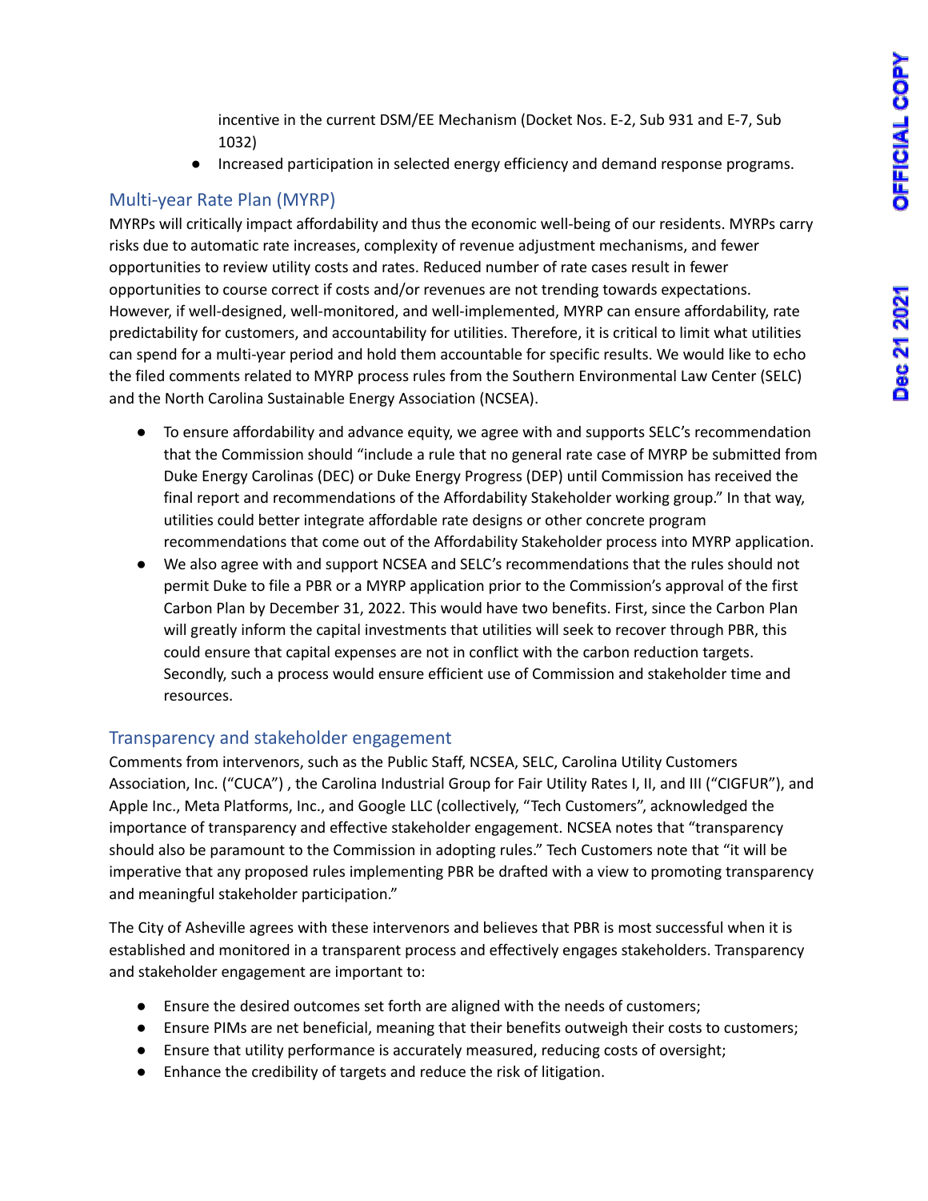incentive in the current DSM/EE Mechanism (Docket Nos. E-2, Sub 931 and E-7, Sub 1032)

- Increased participation in selected energy efficiency and demand response programs.

## Multi-year Rate Plan (MYRP)

MYRPs will critically impact affordability and thus the economic well-being of our residents. MYRPs carry risks due to automatic rate increases, complexity of revenue adjustment mechanisms, and fewer opportunities to review utility costs and rates. Reduced number of rate cases result in fewer opportunities to course correct if costs and/or revenues are not trending towards expectations. However, if well-designed, well-monitored, and well-implemented, MYRP can ensure affordability, rate predictability for customers, and accountability for utilities. Therefore, it is critical to limit what utilities can spend for a multi-year period and hold them accountable for specific results. We would like to echo the filed comments related to MYRP process rules from the Southern Environmental Law Center (SELC) and the North Carolina Sustainable Energy Association (NCSEA).

- To ensure affordability and advance equity, we agree with and supports SELC's recommendation that the Commission should "include a rule that no general rate case of MYRP be submitted from Duke Energy Carolinas (DEC) or Duke Energy Progress (DEP) until Commission has received the final report and recommendations of the Affordability Stakeholder working group." In that way, utilities could better integrate affordable rate designs or other concrete program recommendations that come out of the Affordability Stakeholder process into MYRP application.
- We also agree with and support NCSEA and SELC's recommendations that the rules should not permit Duke to file a PBR or a MYRP application prior to the Commission's approval of the first Carbon Plan by December 31, 2022. This would have two benefits. First, since the Carbon Plan will greatly inform the capital investments that utilities will seek to recover through PBR, this could ensure that capital expenses are not in conflict with the carbon reduction targets. Secondly, such a process would ensure efficient use of Commission and stakeholder time and resources.

## Transparency and stakeholder engagement

Comments from intervenors, such as the Public Staff, NCSEA, SELC, Carolina Utility Customers Association, Inc. ("CUCA") , the Carolina Industrial Group for Fair Utility Rates I, II, and III ("CIGFUR"), and Apple Inc., Meta Platforms, Inc., and Google LLC (collectively, "Tech Customers", acknowledged the importance of transparency and effective stakeholder engagement. NCSEA notes that "transparency should also be paramount to the Commission in adopting rules." Tech Customers note that "it will be imperative that any proposed rules implementing PBR be drafted with a view to promoting transparency and meaningful stakeholder participation."

The City of Asheville agrees with these intervenors and believes that PBR is most successful when it is established and monitored in a transparent process and effectively engages stakeholders. Transparency and stakeholder engagement are important to:

- Ensure the desired outcomes set forth are aligned with the needs of customers;
- Ensure PIMs are net beneficial, meaning that their benefits outweigh their costs to customers;
- Ensure that utility performance is accurately measured, reducing costs of oversight;
- Enhance the credibility of targets and reduce the risk of litigation.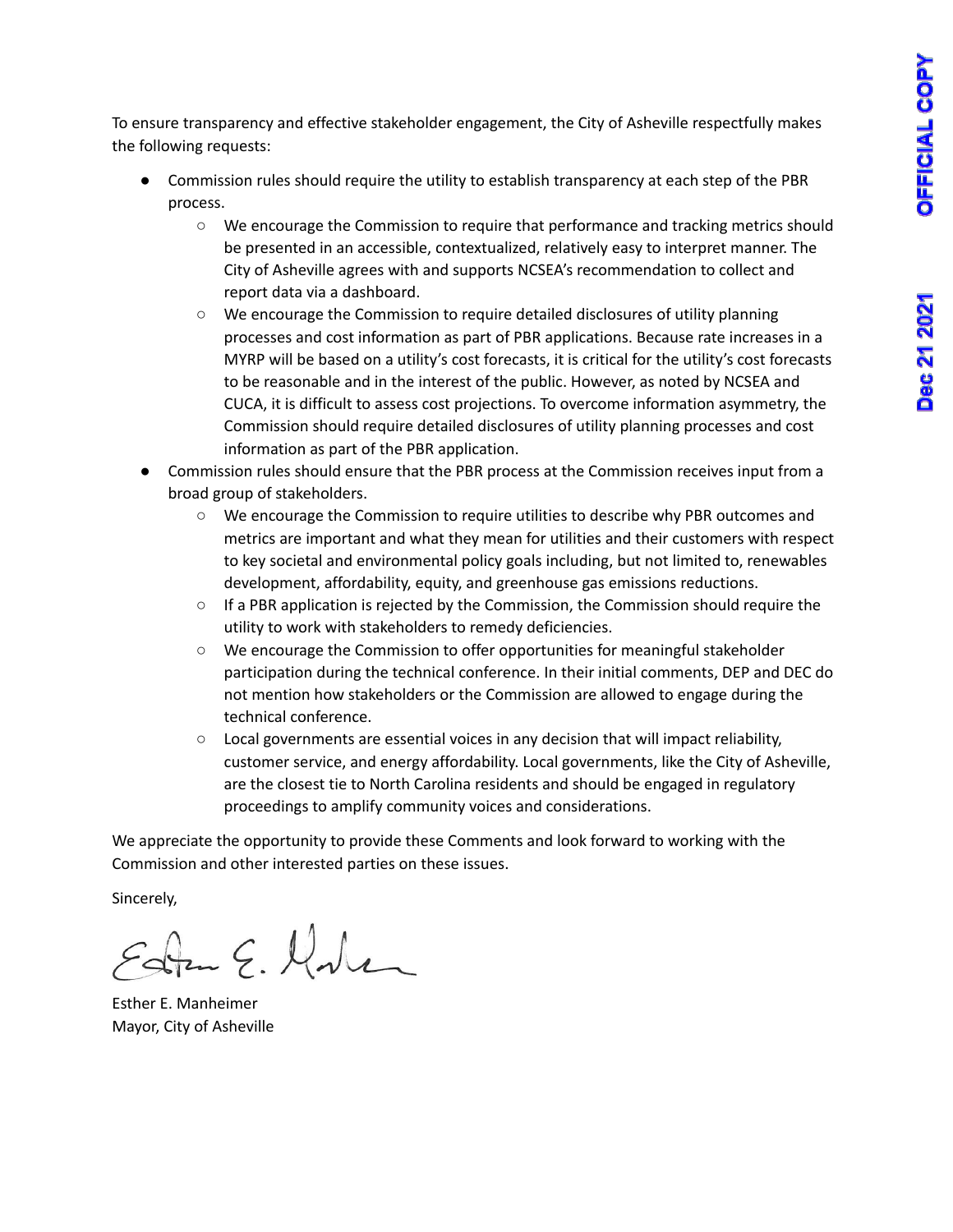To ensure transparency and effective stakeholder engagement, the City of Asheville respectfully makes the following requests:

- Commission rules should require the utility to establish transparency at each step of the PBR process.
  - We encourage the Commission to require that performance and tracking metrics should be presented in an accessible, contextualized, relatively easy to interpret manner. The City of Asheville agrees with and supports NCSEA's recommendation to collect and report data via a dashboard.
  - We encourage the Commission to require detailed disclosures of utility planning processes and cost information as part of PBR applications. Because rate increases in a MYRP will be based on a utility's cost forecasts, it is critical for the utility's cost forecasts to be reasonable and in the interest of the public. However, as noted by NCSEA and CUCA, it is difficult to assess cost projections. To overcome information asymmetry, the Commission should require detailed disclosures of utility planning processes and cost information as part of the PBR application.
- Commission rules should ensure that the PBR process at the Commission receives input from a broad group of stakeholders.
  - We encourage the Commission to require utilities to describe why PBR outcomes and metrics are important and what they mean for utilities and their customers with respect to key societal and environmental policy goals including, but not limited to, renewables development, affordability, equity, and greenhouse gas emissions reductions.
  - If a PBR application is rejected by the Commission, the Commission should require the utility to work with stakeholders to remedy deficiencies.
  - We encourage the Commission to offer opportunities for meaningful stakeholder participation during the technical conference. In their initial comments, DEP and DEC do not mention how stakeholders or the Commission are allowed to engage during the technical conference.
  - Local governments are essential voices in any decision that will impact reliability, customer service, and energy affordability. Local governments, like the City of Asheville, are the closest tie to North Carolina residents and should be engaged in regulatory proceedings to amplify community voices and considerations.

We appreciate the opportunity to provide these Comments and look forward to working with the Commission and other interested parties on these issues.

Sincerely,

Esther E. Manheimer
Mayor, City of Asheville